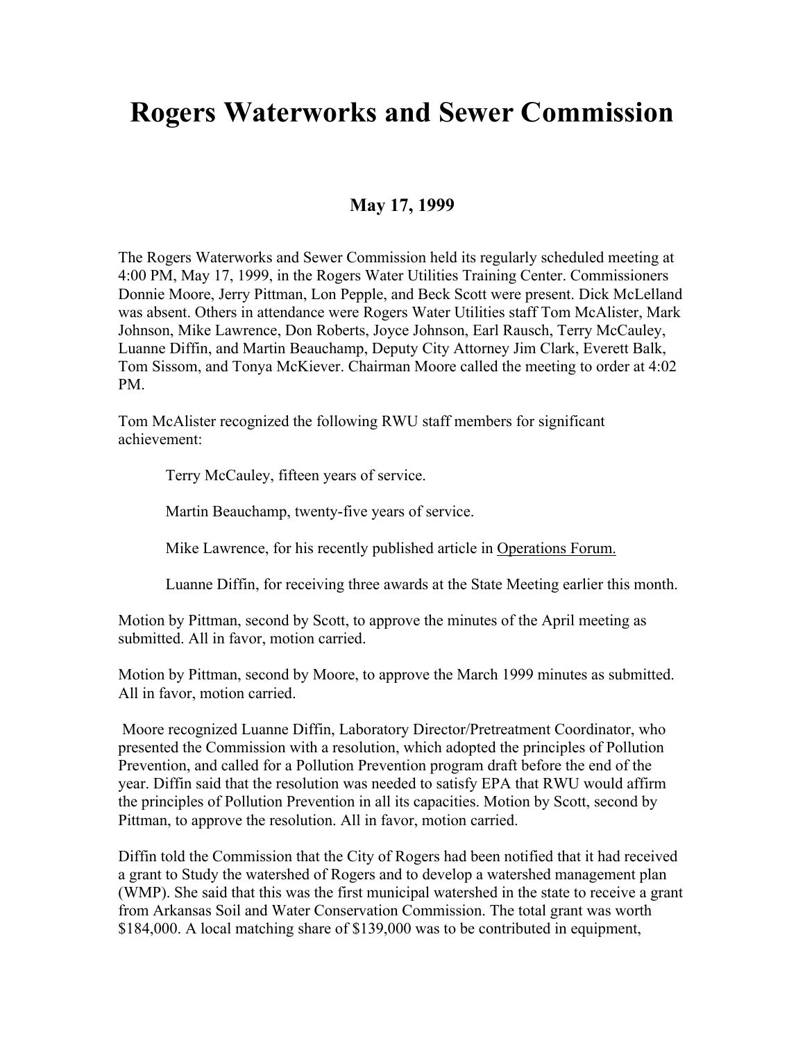# Rogers Waterworks and Sewer Commission

## May 17, 1999

The Rogers Waterworks and Sewer Commission held its regularly scheduled meeting at 4:00 PM, May 17, 1999, in the Rogers Water Utilities Training Center. Commissioners Donnie Moore, Jerry Pittman, Lon Pepple, and Beck Scott were present. Dick McLelland was absent. Others in attendance were Rogers Water Utilities staff Tom McAlister, Mark Johnson, Mike Lawrence, Don Roberts, Joyce Johnson, Earl Rausch, Terry McCauley, Luanne Diffin, and Martin Beauchamp, Deputy City Attorney Jim Clark, Everett Balk, Tom Sissom, and Tonya McKiever. Chairman Moore called the meeting to order at 4:02 PM.

Tom McAlister recognized the following RWU staff members for significant achievement:

> Terry McCauley, fifteen years of service.
>
> Martin Beauchamp, twenty-five years of service.
>
> Mike Lawrence, for his recently published article in Operations Forum.
>
> Luanne Diffin, for receiving three awards at the State Meeting earlier this month.

Motion by Pittman, second by Scott, to approve the minutes of the April meeting as submitted. All in favor, motion carried.

Motion by Pittman, second by Moore, to approve the March 1999 minutes as submitted. All in favor, motion carried.

Moore recognized Luanne Diffin, Laboratory Director/Pretreatment Coordinator, who presented the Commission with a resolution, which adopted the principles of Pollution Prevention, and called for a Pollution Prevention program draft before the end of the year. Diffin said that the resolution was needed to satisfy EPA that RWU would affirm the principles of Pollution Prevention in all its capacities. Motion by Scott, second by Pittman, to approve the resolution. All in favor, motion carried.

Diffin told the Commission that the City of Rogers had been notified that it had received a grant to Study the watershed of Rogers and to develop a watershed management plan (WMP). She said that this was the first municipal watershed in the state to receive a grant from Arkansas Soil and Water Conservation Commission. The total grant was worth \$184,000. A local matching share of \$139,000 was to be contributed in equipment,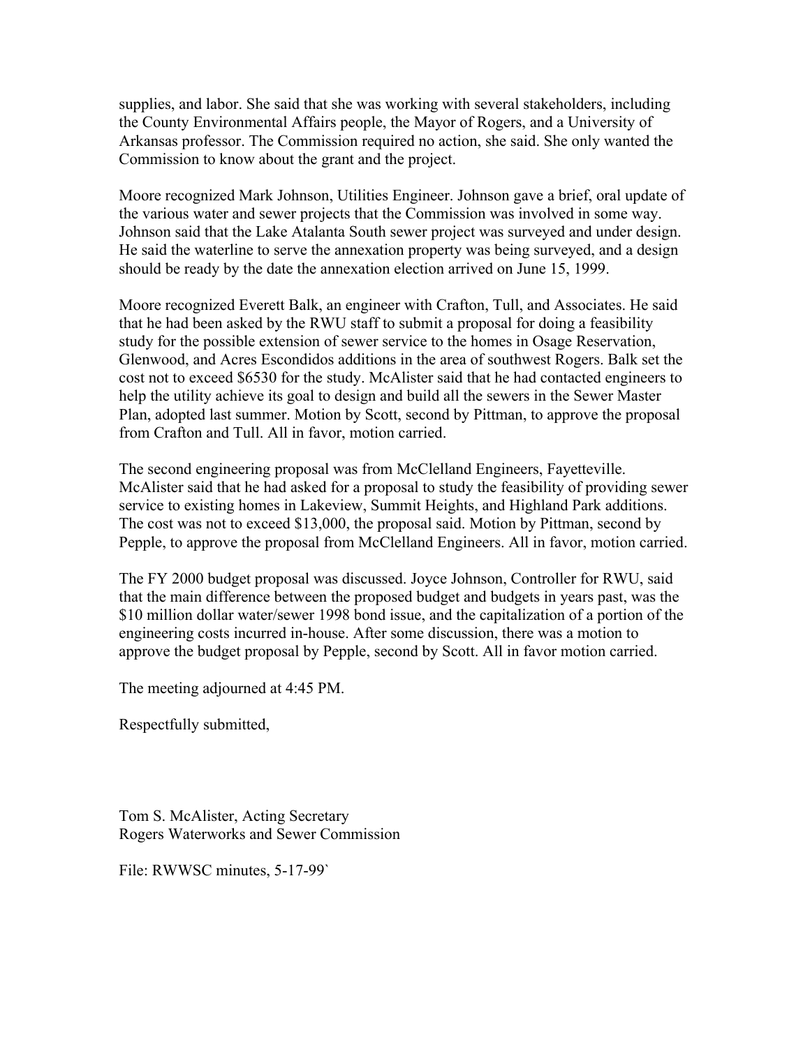supplies, and labor. She said that she was working with several stakeholders, including the County Environmental Affairs people, the Mayor of Rogers, and a University of Arkansas professor. The Commission required no action, she said. She only wanted the Commission to know about the grant and the project.

Moore recognized Mark Johnson, Utilities Engineer. Johnson gave a brief, oral update of the various water and sewer projects that the Commission was involved in some way. Johnson said that the Lake Atalanta South sewer project was surveyed and under design. He said the waterline to serve the annexation property was being surveyed, and a design should be ready by the date the annexation election arrived on June 15, 1999.

Moore recognized Everett Balk, an engineer with Crafton, Tull, and Associates. He said that he had been asked by the RWU staff to submit a proposal for doing a feasibility study for the possible extension of sewer service to the homes in Osage Reservation, Glenwood, and Acres Escondidos additions in the area of southwest Rogers. Balk set the cost not to exceed $6530 for the study. McAlister said that he had contacted engineers to help the utility achieve its goal to design and build all the sewers in the Sewer Master Plan, adopted last summer. Motion by Scott, second by Pittman, to approve the proposal from Crafton and Tull. All in favor, motion carried.

The second engineering proposal was from McClelland Engineers, Fayetteville. McAlister said that he had asked for a proposal to study the feasibility of providing sewer service to existing homes in Lakeview, Summit Heights, and Highland Park additions. The cost was not to exceed $13,000, the proposal said. Motion by Pittman, second by Pepple, to approve the proposal from McClelland Engineers. All in favor, motion carried.

The FY 2000 budget proposal was discussed. Joyce Johnson, Controller for RWU, said that the main difference between the proposed budget and budgets in years past, was the $10 million dollar water/sewer 1998 bond issue, and the capitalization of a portion of the engineering costs incurred in-house. After some discussion, there was a motion to approve the budget proposal by Pepple, second by Scott. All in favor motion carried.

The meeting adjourned at 4:45 PM.

Respectfully submitted,

Tom S. McAlister, Acting Secretary
Rogers Waterworks and Sewer Commission

File: RWWSC minutes, 5-17-99`